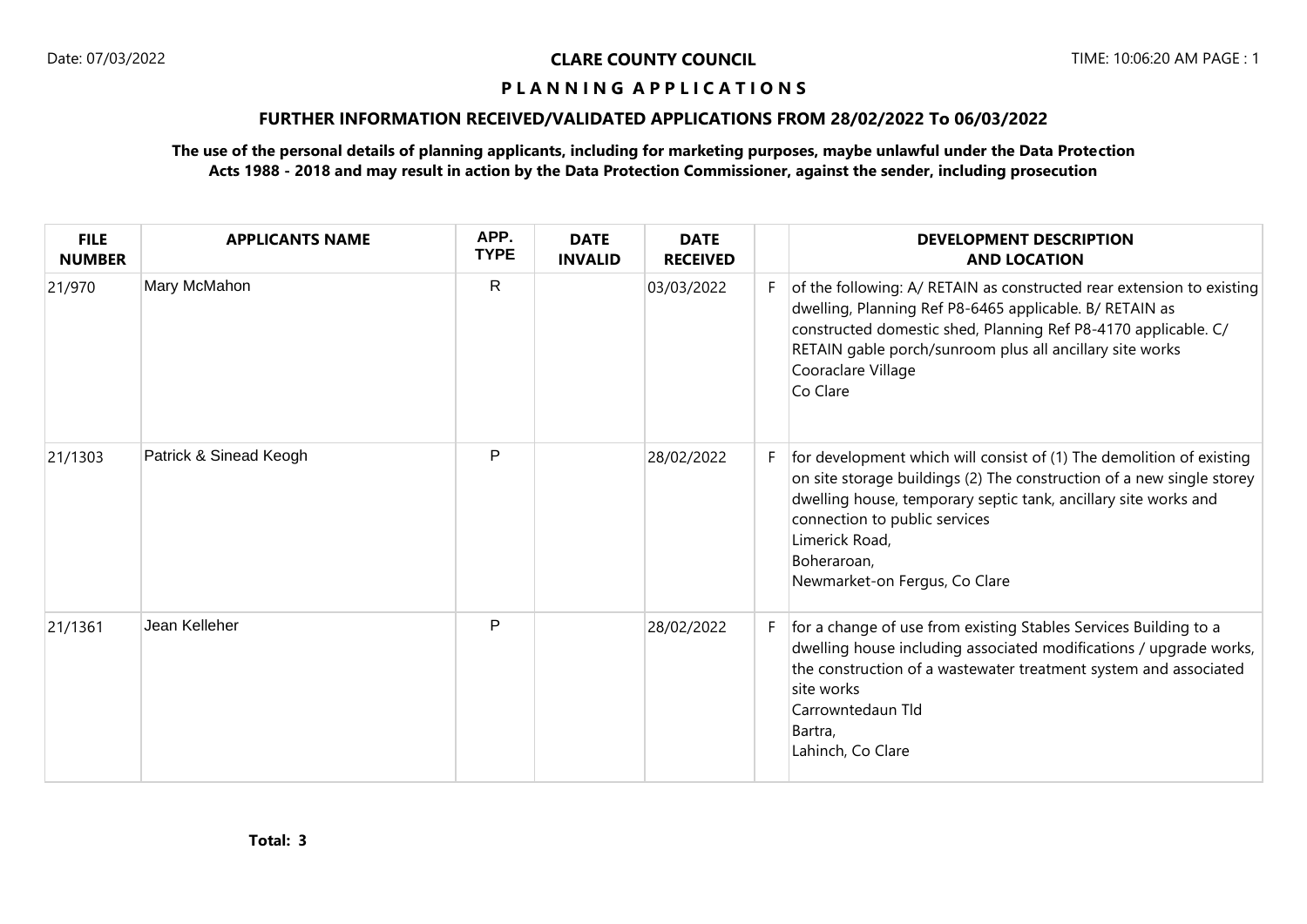Date: 07/03/2022 TIME: 10:06:20 AM

# CLARE COUNTY COUNCIL

## P L A N N I N G   A P P L I C A T I O N S

### FURTHER INFORMATION RECEIVED/VALIDATED APPLICATIONS FROM 28/02/2022 To 06/03/2022

**The use of the personal details of planning applicants, including for marketing purposes, maybe unlawful under the Data Protection Acts 1988 - 2018 and may result in action by the Data Protection Commissioner, against the sender, including prosecution**

| FILE NUMBER | APPLICANTS NAME | APP. TYPE | DATE INVALID | DATE RECEIVED | | DEVELOPMENT DESCRIPTION AND LOCATION |
|---|---|---|---|---|---|---|
| 21/970 | Mary McMahon | R | | 03/03/2022 | F | of the following: A/ RETAIN as constructed rear extension to existing dwelling, Planning Ref P8-6465 applicable. B/ RETAIN as constructed domestic shed, Planning Ref P8-4170 applicable. C/ RETAIN gable porch/sunroom plus all ancillary site works<br>Cooraclare Village<br>Co Clare |
| 21/1303 | Patrick & Sinead Keogh | P | | 28/02/2022 | F | for development which will consist of (1) The demolition of existing on site storage buildings (2) The construction of a new single storey dwelling house, temporary septic tank, ancillary site works and connection to public services<br>Limerick Road,<br>Boheraroan,<br>Newmarket-on Fergus, Co Clare |
| 21/1361 | Jean Kelleher | P | | 28/02/2022 | F | for a change of use from existing Stables Services Building to a dwelling house including associated modifications / upgrade works, the construction of a wastewater treatment system and associated site works<br>Carrowntedaun Tld<br>Bartra,<br>Lahinch, Co Clare |

**Total: 3**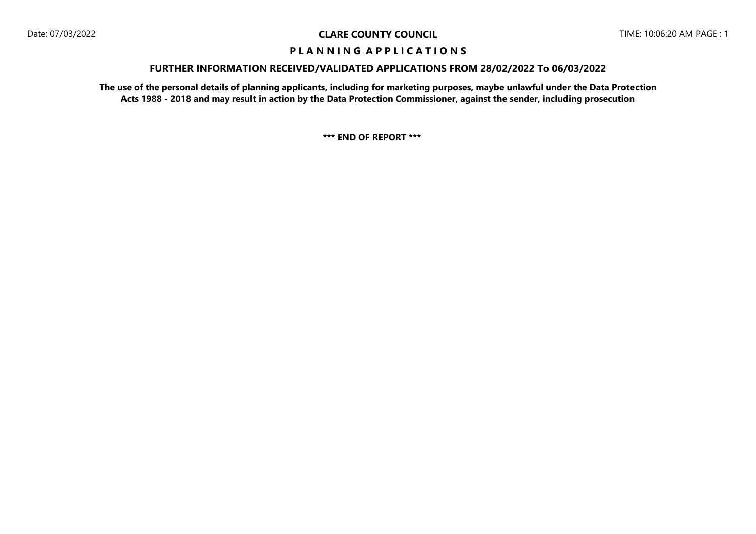# CLARE COUNTY COUNCIL

## P L A N N I N G A P P L I C A T I O N S

### FURTHER INFORMATION RECEIVED/VALIDATED APPLICATIONS FROM 28/02/2022 To 06/03/2022

**The use of the personal details of planning applicants, including for marketing purposes, maybe unlawful under the Data Protection Acts 1988 - 2018 and may result in action by the Data Protection Commissioner, against the sender, including prosecution**

**\*\*\* END OF REPORT \*\*\***